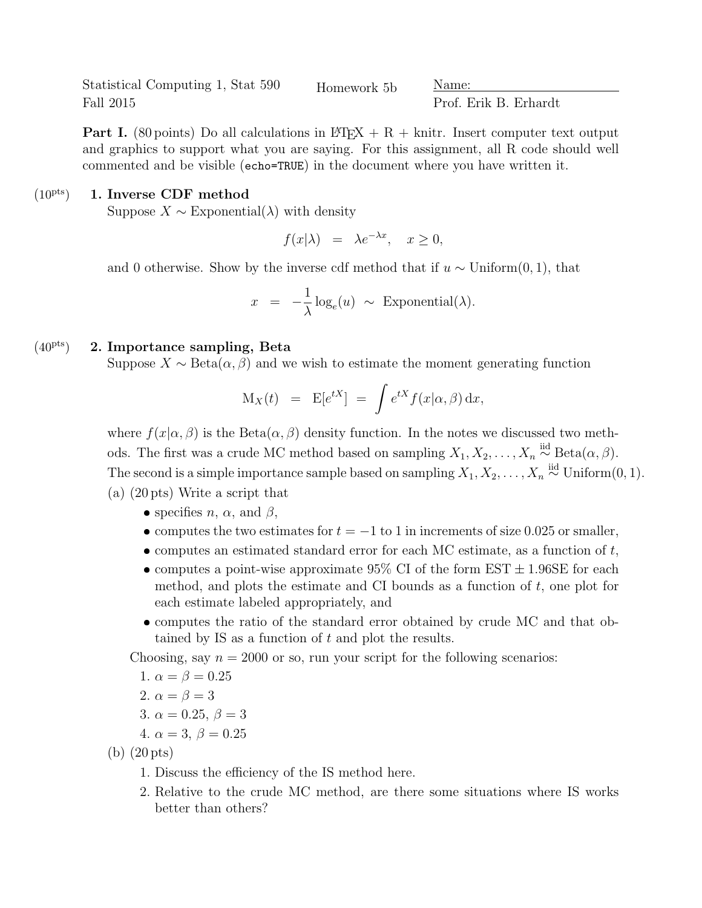Statistical Computing 1, Stat 590 — Homework 5b — Name: \_\_\_\_\_\_\_\_\_\_\_\_

Fall 2015 — Prof. Erik B. Erhardt

**Part I.** (80 points) Do all calculations in LaTeX + R + knitr. Insert computer text output and graphics to support what you are saying. For this assignment, all R code should well commented and be visible (`echo=TRUE`) in the document where you have written it.

(10pts) **1. Inverse CDF method**

Suppose $X \sim \text{Exponential}(\lambda)$ with density

$$f(x|\lambda) \;=\; \lambda e^{-\lambda x}, \quad x \geq 0,$$

and 0 otherwise. Show by the inverse cdf method that if $u \sim \text{Uniform}(0, 1)$, that

$$x \;=\; -\frac{1}{\lambda}\log_e(u) \;\sim\; \text{Exponential}(\lambda).$$

(40pts) **2. Importance sampling, Beta**

Suppose $X \sim \text{Beta}(\alpha, \beta)$ and we wish to estimate the moment generating function

$$\text{M}_X(t) \;=\; \text{E}[e^{tX}] \;=\; \int e^{tX} f(x|\alpha, \beta)\, \text{d}x,$$

where $f(x|\alpha, \beta)$ is the $\text{Beta}(\alpha, \beta)$ density function. In the notes we discussed two methods. The first was a crude MC method based on sampling $X_1, X_2, \ldots, X_n \overset{\text{iid}}{\sim} \text{Beta}(\alpha, \beta)$. The second is a simple importance sample based on sampling $X_1, X_2, \ldots, X_n \overset{\text{iid}}{\sim} \text{Uniform}(0, 1)$.

(a) (20 pts) Write a script that

- specifies $n$, $\alpha$, and $\beta$,
- computes the two estimates for $t = -1$ to 1 in increments of size 0.025 or smaller,
- computes an estimated standard error for each MC estimate, as a function of $t$,
- computes a point-wise approximate 95% CI of the form EST $\pm$ 1.96SE for each method, and plots the estimate and CI bounds as a function of $t$, one plot for each estimate labeled appropriately, and
- computes the ratio of the standard error obtained by crude MC and that obtained by IS as a function of $t$ and plot the results.

Choosing, say $n = 2000$ or so, run your script for the following scenarios:

1. $\alpha = \beta = 0.25$
2. $\alpha = \beta = 3$
3. $\alpha = 0.25$, $\beta = 3$
4. $\alpha = 3$, $\beta = 0.25$

(b) (20 pts)

1. Discuss the efficiency of the IS method here.
2. Relative to the crude MC method, are there some situations where IS works better than others?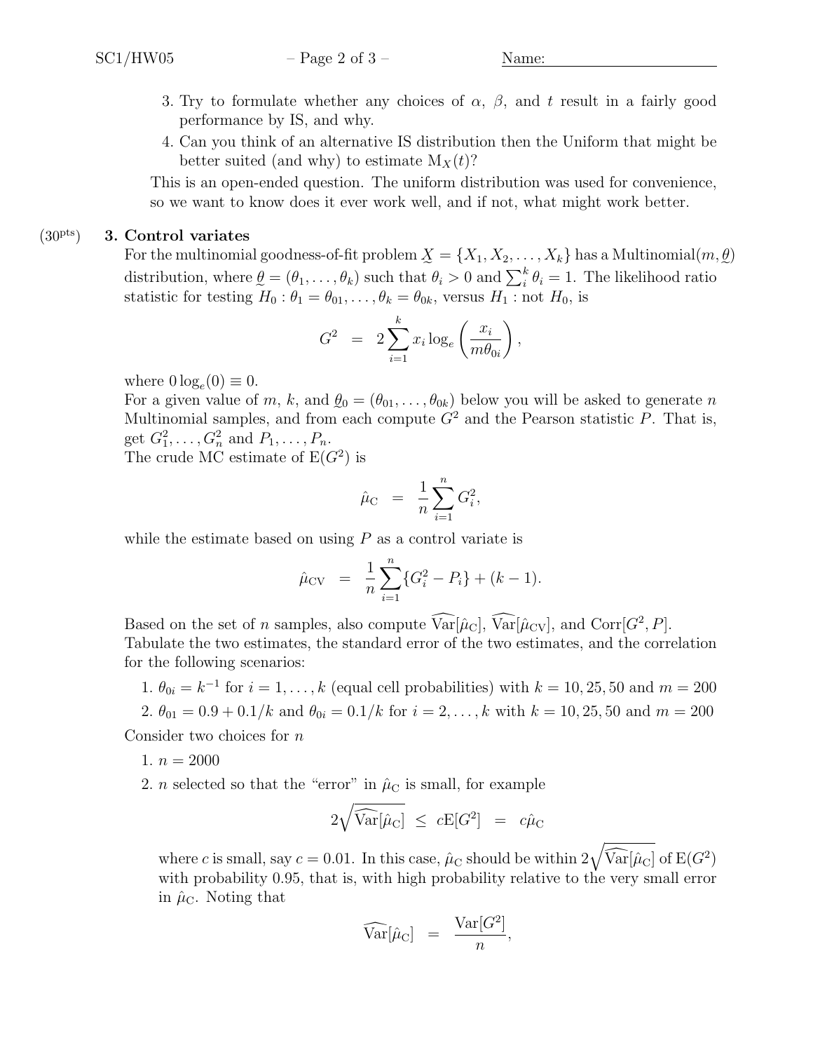3. Try to formulate whether any choices of $\alpha$, $\beta$, and $t$ result in a fairly good performance by IS, and why.
4. Can you think of an alternative IS distribution then the Uniform that might be better suited (and why) to estimate $\mathrm{M}_X(t)$?

This is an open-ended question. The uniform distribution was used for convenience, so we want to know does it ever work well, and if not, what might work better.

(30[pts]) **3. Control variates**

For the multinomial goodness-of-fit problem $\underset{\sim}{X} = \{X_1, X_2, \ldots, X_k\}$ has a Multinomial$(m, \underset{\sim}{\theta})$ distribution, where $\underset{\sim}{\theta} = (\theta_1, \ldots, \theta_k)$ such that $\theta_i > 0$ and $\sum_i^k \theta_i = 1$. The likelihood ratio statistic for testing $H_0 : \theta_1 = \theta_{01}, \ldots, \theta_k = \theta_{0k}$, versus $H_1$ : not $H_0$, is

$$G^2 \;=\; 2\sum_{i=1}^{k} x_i \log_e\left(\frac{x_i}{m\theta_{0i}}\right),$$

where $0\log_e(0) \equiv 0$.

For a given value of $m$, $k$, and $\underset{\sim}{\theta}_0 = (\theta_{01}, \ldots, \theta_{0k})$ below you will be asked to generate $n$ Multinomial samples, and from each compute $G^2$ and the Pearson statistic $P$. That is, get $G^2_1, \ldots, G^2_n$ and $P_1, \ldots, P_n$.

The crude MC estimate of $\mathrm{E}(G^2)$ is

$$\hat{\mu}_{\mathrm{C}} \;=\; \frac{1}{n}\sum_{i=1}^{n} G^2_i,$$

while the estimate based on using $P$ as a control variate is

$$\hat{\mu}_{\mathrm{CV}} \;=\; \frac{1}{n}\sum_{i=1}^{n}\{G^2_i - P_i\} + (k-1).$$

Based on the set of $n$ samples, also compute $\widehat{\mathrm{Var}}[\hat{\mu}_{\mathrm{C}}]$, $\widehat{\mathrm{Var}}[\hat{\mu}_{\mathrm{CV}}]$, and $\mathrm{Corr}[G^2, P]$.

Tabulate the two estimates, the standard error of the two estimates, and the correlation for the following scenarios:

1. $\theta_{0i} = k^{-1}$ for $i = 1, \ldots, k$ (equal cell probabilities) with $k = 10, 25, 50$ and $m = 200$
2. $\theta_{01} = 0.9 + 0.1/k$ and $\theta_{0i} = 0.1/k$ for $i = 2, \ldots, k$ with $k = 10, 25, 50$ and $m = 200$

Consider two choices for $n$

1. $n = 2000$
2. $n$ selected so that the "error" in $\hat{\mu}_{\mathrm{C}}$ is small, for example

$$2\sqrt{\widehat{\mathrm{Var}}[\hat{\mu}_{\mathrm{C}}]} \;\le\; c\mathrm{E}[G^2] \;=\; c\hat{\mu}_{\mathrm{C}}$$

where $c$ is small, say $c = 0.01$. In this case, $\hat{\mu}_{\mathrm{C}}$ should be within $2\sqrt{\widehat{\mathrm{Var}}[\hat{\mu}_{\mathrm{C}}]}$ of $\mathrm{E}(G^2)$ with probability 0.95, that is, with high probability relative to the very small error in $\hat{\mu}_{\mathrm{C}}$. Noting that

$$\widehat{\mathrm{Var}}[\hat{\mu}_{\mathrm{C}}] \;=\; \frac{\mathrm{Var}[G^2]}{n},$$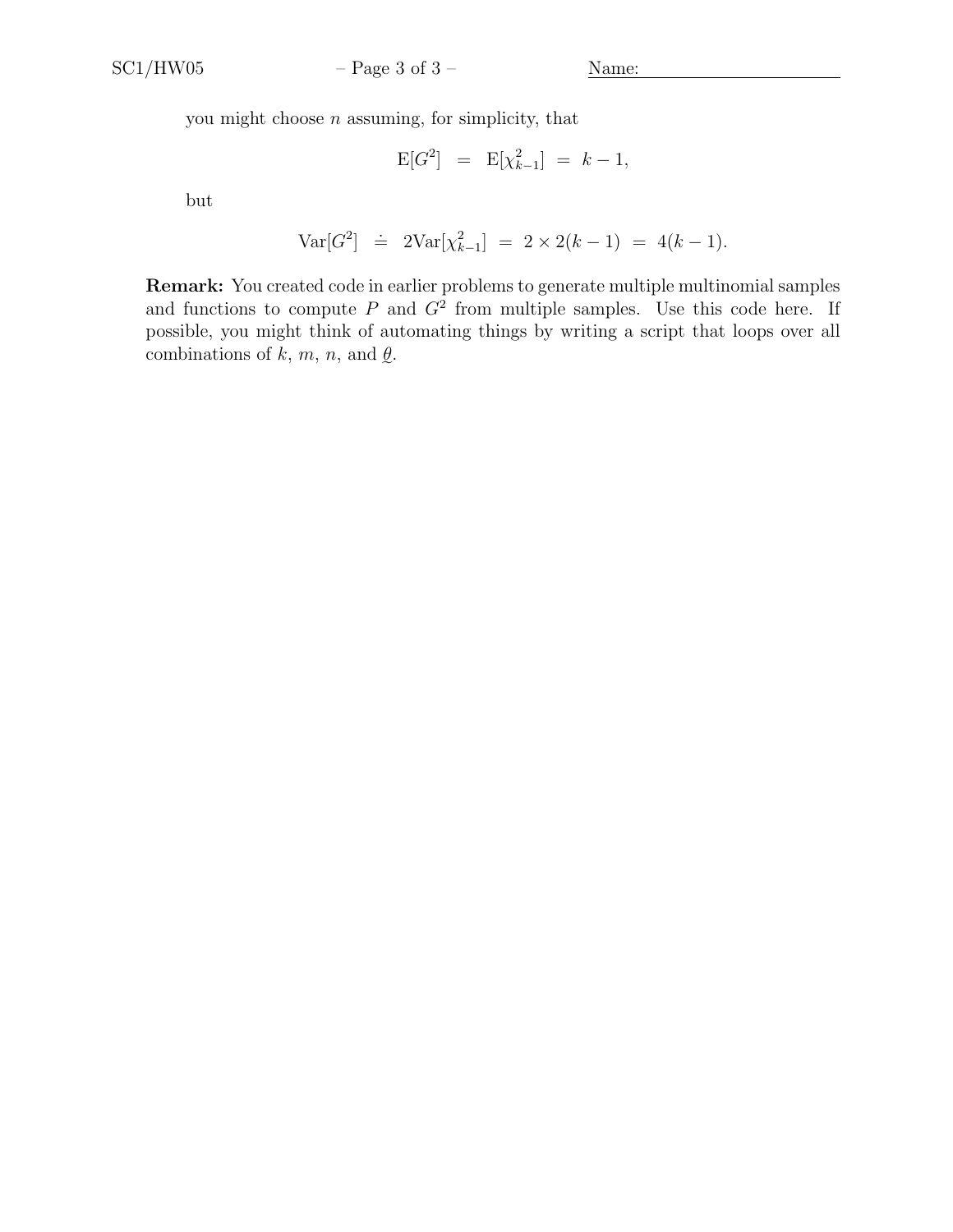you might choose $n$ assuming, for simplicity, that

$$\mathrm{E}[G^2] \;=\; \mathrm{E}[\chi^2_{k-1}] \;=\; k-1,$$

but

$$\mathrm{Var}[G^2] \;\doteq\; 2\mathrm{Var}[\chi^2_{k-1}] \;=\; 2 \times 2(k-1) \;=\; 4(k-1).$$

**Remark:** You created code in earlier problems to generate multiple multinomial samples and functions to compute $P$ and $G^2$ from multiple samples. Use this code here. If possible, you might think of automating things by writing a script that loops over all combinations of $k$, $m$, $n$, and $\underset{\sim}{\theta}$.